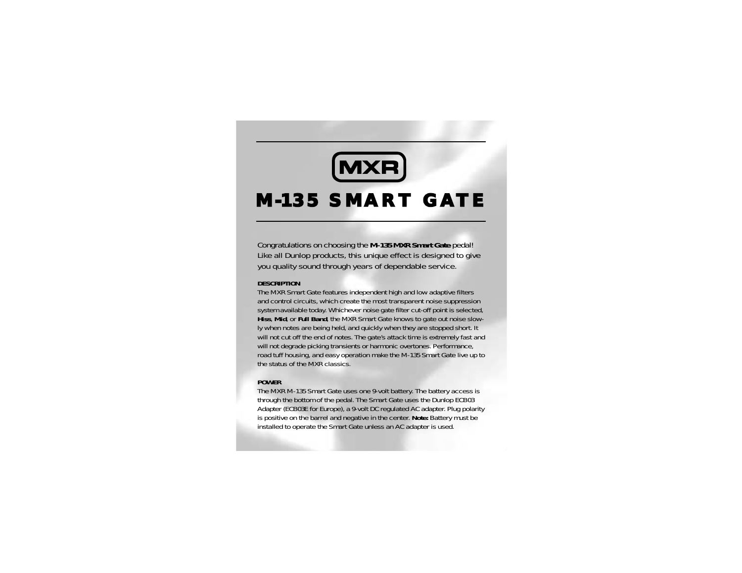MXR

# M-135 SMART GATE

Congratulations on choosing the **M-135 MXR Smart Gate** pedal! Like all Dunlop products, this unique effect is designed to give you quality sound through years of dependable service.

**DESCRIPTION**

The MXR Smart Gate features independent high and low adaptive filters and control circuits, which create the most transparent noise suppression system available today. Whichever noise gate filter cut-off point is selected, **Hiss**, **Mid**, or **Full Band**, the MXR Smart Gate knows to gate out noise slowly when notes are being held, and quickly when they are stopped short. It will not cut off the end of notes. The gate's attack time is extremely fast and will not degrade picking transients or harmonic overtones. Performance, road tuff housing, and easy operation make the M-135 Smart Gate live up to the status of the MXR classics.

**POWER**

The MXR M-135 Smart Gate uses one 9-volt battery. The battery access is through the bottom of the pedal. The Smart Gate uses the Dunlop ECB03 Adapter (ECB03E for Europe), a 9-volt DC regulated AC adapter. Plug polarity is positive on the barrel and negative in the center. **Note:** Battery must be installed to operate the Smart Gate unless an AC adapter is used.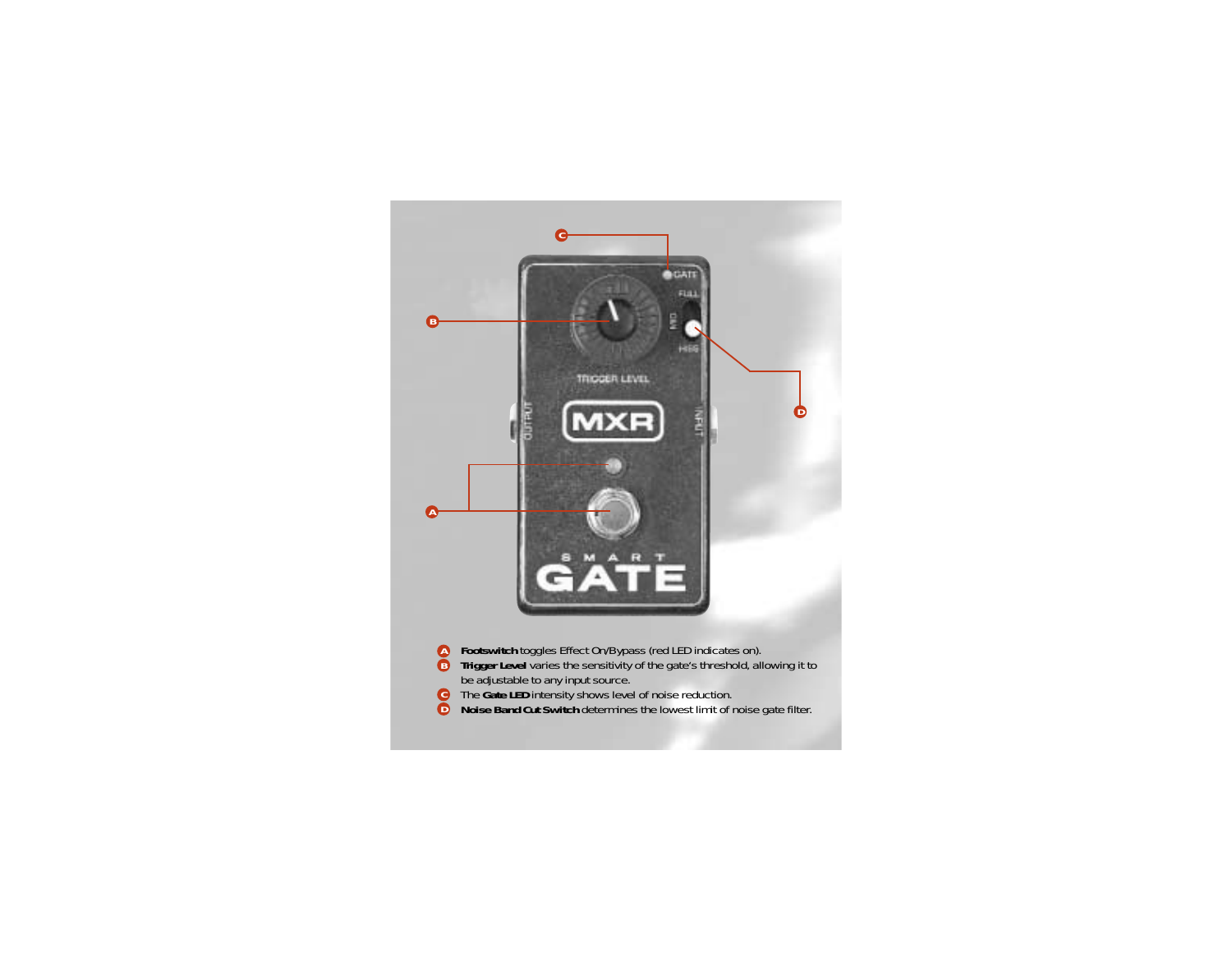- **A** **Footswitch** toggles Effect On/Bypass (red LED indicates on).
- **B** **Trigger Level** varies the sensitivity of the gate's threshold, allowing it to be adjustable to any input source.
- **C** The **Gate LED** intensity shows level of noise reduction.
- **D** **Noise Band Cut Switch** determines the lowest limit of noise gate filter.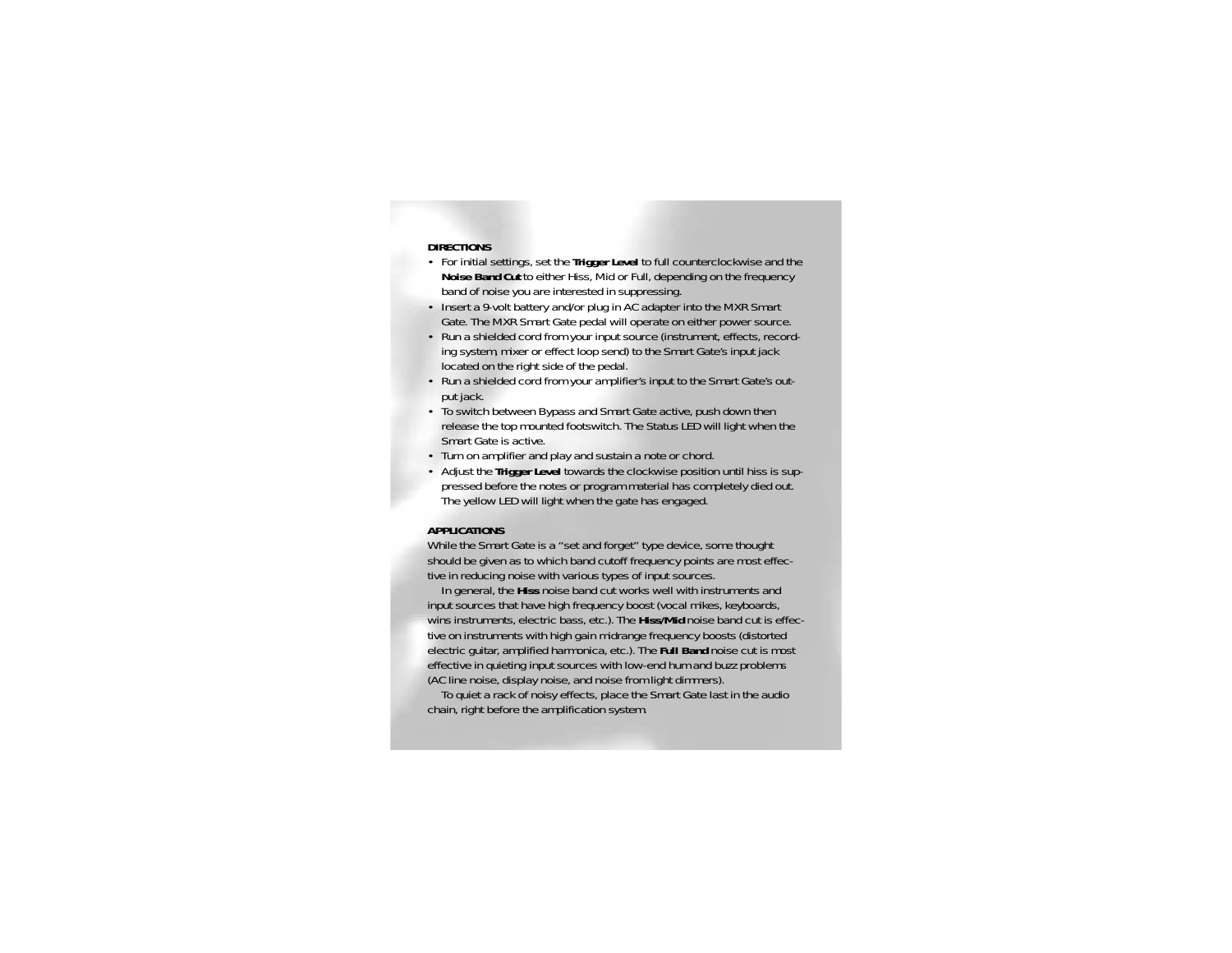**DIRECTIONS**

- For initial settings, set the **Trigger Level** to full counterclockwise and the **Noise Band Cut** to either Hiss, Mid or Full, depending on the frequency band of noise you are interested in suppressing.
- Insert a 9-volt battery and/or plug in AC adapter into the MXR Smart Gate. The MXR Smart Gate pedal will operate on either power source.
- Run a shielded cord from your input source (instrument, effects, recording system, mixer or effect loop send) to the Smart Gate's input jack located on the right side of the pedal.
- Run a shielded cord from your amplifier's input to the Smart Gate's output jack.
- To switch between Bypass and Smart Gate active, push down then release the top mounted footswitch. The Status LED will light when the Smart Gate is active.
- Turn on amplifier and play and sustain a note or chord.
- Adjust the **Trigger Level** towards the clockwise position until hiss is suppressed before the notes or program material has completely died out. The yellow LED will light when the gate has engaged.

**APPLICATIONS**

While the Smart Gate is a "set and forget" type device, some thought should be given as to which band cutoff frequency points are most effective in reducing noise with various types of input sources.

In general, the **Hiss** noise band cut works well with instruments and input sources that have high frequency boost (vocal mikes, keyboards, wins instruments, electric bass, etc.). The **Hiss/Mid** noise band cut is effective on instruments with high gain midrange frequency boosts (distorted electric guitar, amplified harmonica, etc.). The **Full Band** noise cut is most effective in quieting input sources with low-end hum and buzz problems (AC line noise, display noise, and noise from light dimmers).

To quiet a rack of noisy effects, place the Smart Gate last in the audio chain, right before the amplification system.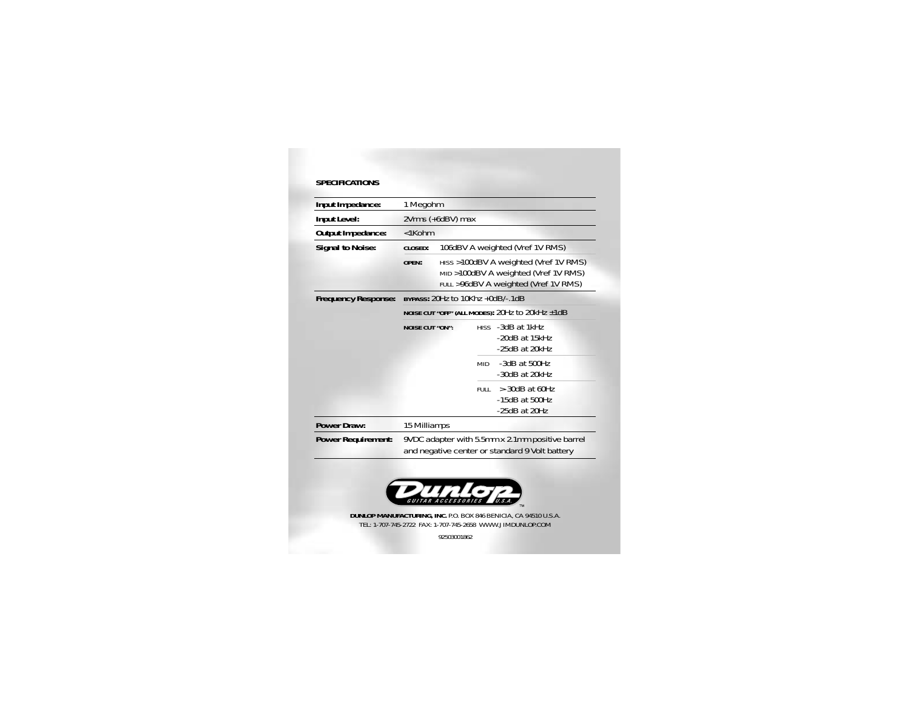**SPECIFICATIONS**

| | | | |
|---|---|---|---|
| **Input Impedance:** | 1 Megohm | | |
| **Input Level:** | 2Vrms (+6dBV) max | | |
| **Output Impedance:** | <1Kohm | | |
| **Signal to Noise:** | **CLOSED:** | | 106dBV A weighted (Vref 1V RMS) |
| | **OPEN:** | HISS | >100dBV A weighted (Vref 1V RMS) |
| | | MID | >100dBV A weighted (Vref 1V RMS) |
| | | FULL | >96dBV A weighted (Vref 1V RMS) |
| **Frequency Response:** | **BYPASS:** 20Hz to 10Khz +0dB/-.1dB | | |
| | **NOISE CUT "OFF" (ALL MODES):** 20Hz to 20kHz ±1dB | | |
| | **NOISE CUT "ON":** | HISS | -3dB at 1kHz |
| | | | -20dB at 15kHz |
| | | | -25dB at 20kHz |
| | | MID | -3dB at 500Hz |
| | | | -30dB at 20kHz |
| | | FULL | > 30dB at 60Hz |
| | | | -15dB at 500Hz |
| | | | -25dB at 20Hz |
| **Power Draw:** | 15 Milliamps | | |
| **Power Requirement:** | 9VDC adapter with 5.5mm x 2.1mm positive barrel and negative center or standard 9 Volt battery | | |

Dunlop GUITAR ACCESSORIES U.S.A.™

**DUNLOP MANUFACTURING, INC.** P.O. BOX 846 BENICIA, CA 94510 U.S.A.
TEL: 1-707-745-2722 FAX: 1-707-745-2658 WWW.JIMDUNLOP.COM

92503001862